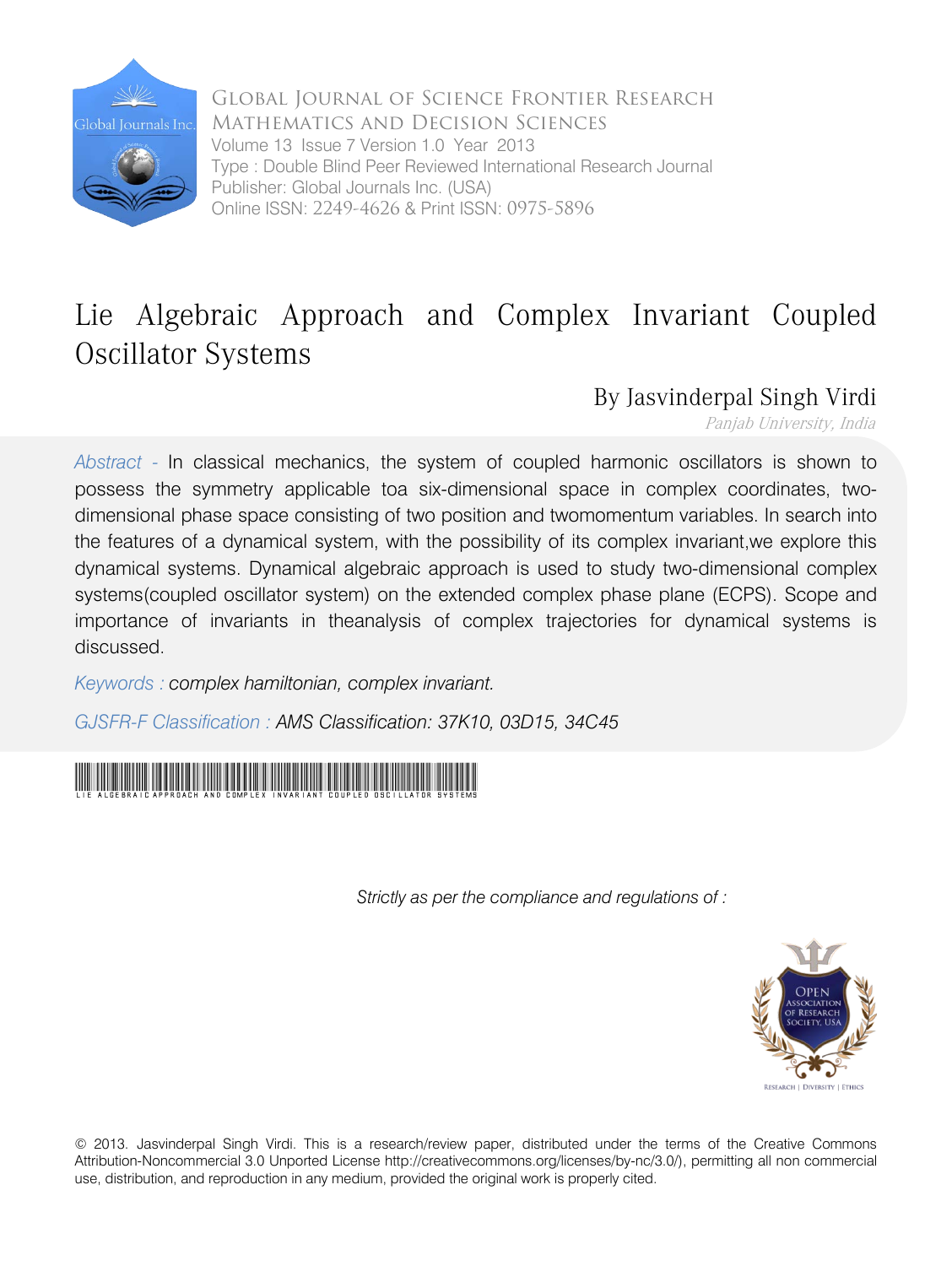Global Journal of Science Frontier Research
Mathematics and Decision Sciences
Volume 13 Issue 7 Version 1.0 Year 2013
Type : Double Blind Peer Reviewed International Research Journal
Publisher: Global Journals Inc. (USA)
Online ISSN: 2249-4626 & Print ISSN: 0975-5896

# Lie Algebraic Approach and Complex Invariant Coupled Oscillator Systems

By Jasvinderpal Singh Virdi

*Panjab University, India*

*Abstract -* In classical mechanics, the system of coupled harmonic oscillators is shown to possess the symmetry applicable toa six-dimensional space in complex coordinates, two-dimensional phase space consisting of two position and twomomentum variables. In search into the features of a dynamical system, with the possibility of its complex invariant,we explore this dynamical systems. Dynamical algebraic approach is used to study two-dimensional complex systems(coupled oscillator system) on the extended complex phase plane (ECPS). Scope and importance of invariants in theanalysis of complex trajectories for dynamical systems is discussed.

*Keywords : complex hamiltonian, complex invariant.*

*GJSFR-F Classification : AMS Classification: 37K10, 03D15, 34C45*

LIE ALGEBRAIC APPROACH AND COMPLEX INVARIANT COUPLED OSCILLATOR SYSTEMS

*Strictly as per the compliance and regulations of :*

© 2013. Jasvinderpal Singh Virdi. This is a research/review paper, distributed under the terms of the Creative Commons Attribution-Noncommercial 3.0 Unported License http://creativecommons.org/licenses/by-nc/3.0/), permitting all non commercial use, distribution, and reproduction in any medium, provided the original work is properly cited.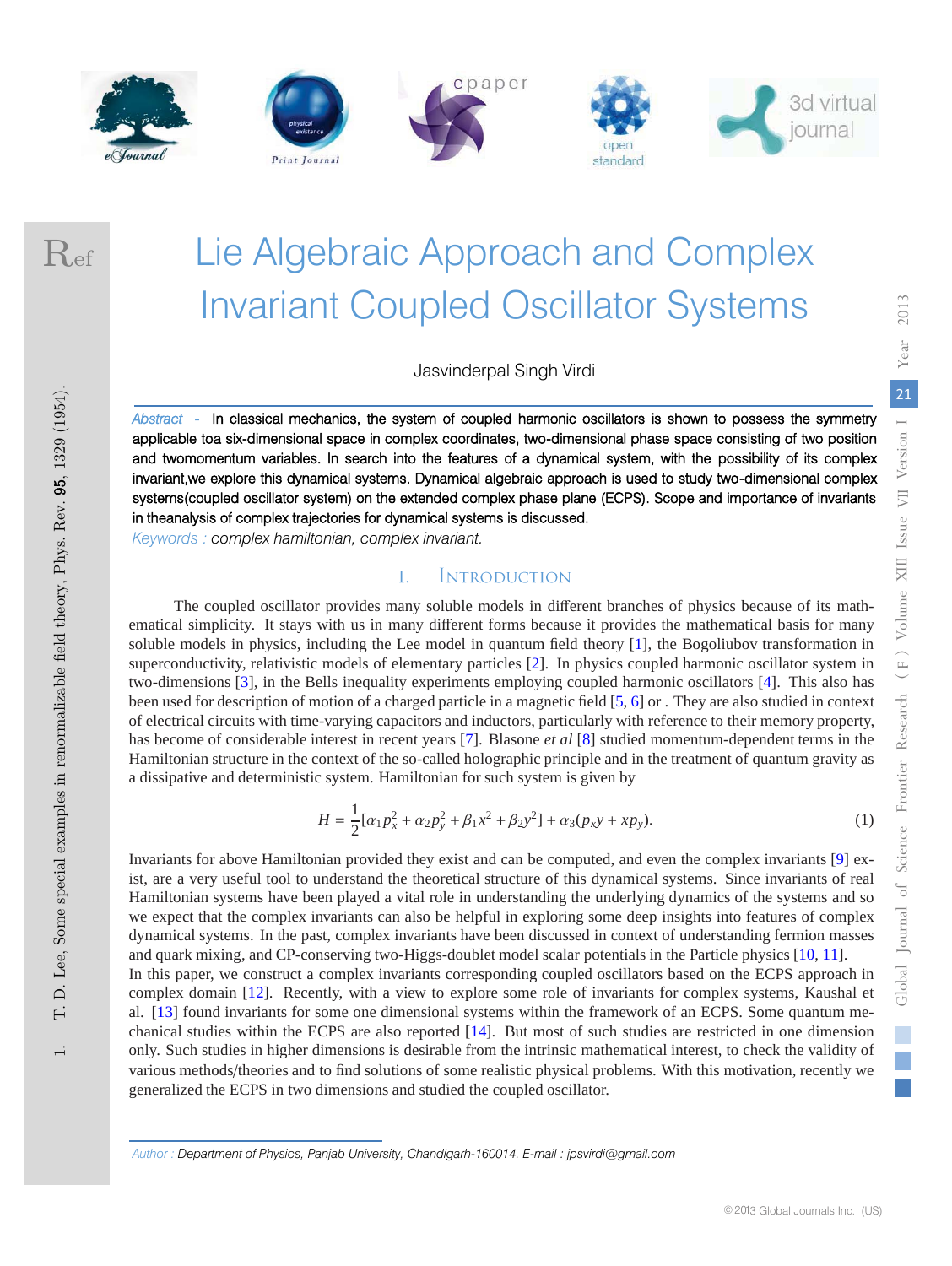# Lie Algebraic Approach and Complex Invariant Coupled Oscillator Systems

Jasvinderpal Singh Virdi

*Abstract* - In classical mechanics, the system of coupled harmonic oscillators is shown to possess the symmetry applicable toa six-dimensional space in complex coordinates, two-dimensional phase space consisting of two position and twomomentum variables. In search into the features of a dynamical system, with the possibility of its complex invariant,we explore this dynamical systems. Dynamical algebraic approach is used to study two-dimensional complex systems(coupled oscillator system) on the extended complex phase plane (ECPS). Scope and importance of invariants in theanalysis of complex trajectories for dynamical systems is discussed.

*Keywords : complex hamiltonian, complex invariant.*

## I. Introduction

The coupled oscillator provides many soluble models in different branches of physics because of its mathematical simplicity. It stays with us in many different forms because it provides the mathematical basis for many soluble models in physics, including the Lee model in quantum field theory [1], the Bogoliubov transformation in superconductivity, relativistic models of elementary particles [2]. In physics coupled harmonic oscillator system in two-dimensions [3], in the Bells inequality experiments employing coupled harmonic oscillators [4]. This also has been used for description of motion of a charged particle in a magnetic field [5, 6] or . They are also studied in context of electrical circuits with time-varying capacitors and inductors, particularly with reference to their memory property, has become of considerable interest in recent years [7]. Blasone *et al* [8] studied momentum-dependent terms in the Hamiltonian structure in the context of the so-called holographic principle and in the treatment of quantum gravity as a dissipative and deterministic system. Hamiltonian for such system is given by

$$H = \frac{1}{2}[\alpha_1 p_x^2 + \alpha_2 p_y^2 + \beta_1 x^2 + \beta_2 y^2] + \alpha_3(p_x y + x p_y). \tag{1}$$

Invariants for above Hamiltonian provided they exist and can be computed, and even the complex invariants [9] exist, are a very useful tool to understand the theoretical structure of this dynamical systems. Since invariants of real Hamiltonian systems have been played a vital role in understanding the underlying dynamics of the systems and so we expect that the complex invariants can also be helpful in exploring some deep insights into features of complex dynamical systems. In the past, complex invariants have been discussed in context of understanding fermion masses and quark mixing, and CP-conserving two-Higgs-doublet model scalar potentials in the Particle physics [10, 11].
In this paper, we construct a complex invariants corresponding coupled oscillators based on the ECPS approach in complex domain [12]. Recently, with a view to explore some role of invariants for complex systems, Kaushal et al. [13] found invariants for some one dimensional systems within the framework of an ECPS. Some quantum mechanical studies within the ECPS are also reported [14]. But most of such studies are restricted in one dimension only. Such studies in higher dimensions is desirable from the intrinsic mathematical interest, to check the validity of various methods/theories and to find solutions of some realistic physical problems. With this motivation, recently we generalized the ECPS in two dimensions and studied the coupled oscillator.

Ref

1. T. D. Lee, Some special examples in renormalizable field theory, Phys. Rev. **95**, 1329 (1954).

*Author : Department of Physics, Panjab University, Chandigarh-160014. E-mail : jpsvirdi@gmail.com*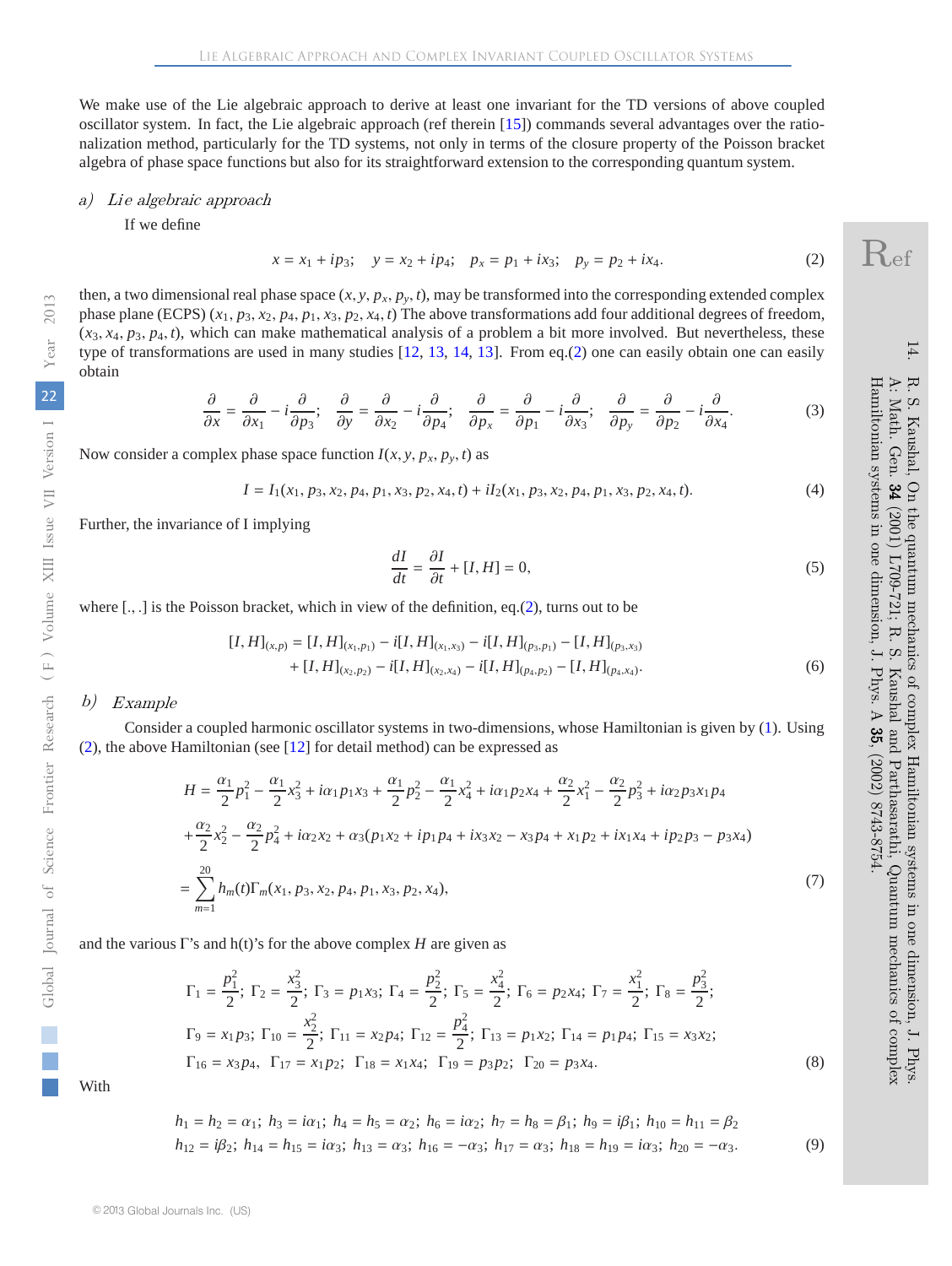We make use of the Lie algebraic approach to derive at least one invariant for the TD versions of above coupled oscillator system. In fact, the Lie algebraic approach (ref therein [15]) commands several advantages over the rationalization method, particularly for the TD systems, not only in terms of the closure property of the Poisson bracket algebra of phase space functions but also for its straightforward extension to the corresponding quantum system.

### a) *Lie algebraic approach*

If we define

$$x = x_1 + ip_3; \quad y = x_2 + ip_4; \quad p_x = p_1 + ix_3; \quad p_y = p_2 + ix_4. \tag{2}$$

then, a two dimensional real phase space $(x, y, p_x, p_y, t)$, may be transformed into the corresponding extended complex phase plane (ECPS) $(x_1, p_3, x_2, p_4, p_1, x_3, p_2, x_4, t)$ The above transformations add four additional degrees of freedom, $(x_3, x_4, p_3, p_4, t)$, which can make mathematical analysis of a problem a bit more involved. But nevertheless, these type of transformations are used in many studies [12, 13, 14, 13]. From eq.(2) one can easily obtain one can easily obtain

$$\frac{\partial}{\partial x} = \frac{\partial}{\partial x_1} - i\frac{\partial}{\partial p_3}; \quad \frac{\partial}{\partial y} = \frac{\partial}{\partial x_2} - i\frac{\partial}{\partial p_4}; \quad \frac{\partial}{\partial p_x} = \frac{\partial}{\partial p_1} - i\frac{\partial}{\partial x_3}; \quad \frac{\partial}{\partial p_y} = \frac{\partial}{\partial p_2} - i\frac{\partial}{\partial x_4}. \tag{3}$$

Now consider a complex phase space function $I(x, y, p_x, p_y, t)$ as

$$I = I_1(x_1, p_3, x_2, p_4, p_1, x_3, p_2, x_4, t) + iI_2(x_1, p_3, x_2, p_4, p_1, x_3, p_2, x_4, t). \tag{4}$$

Further, the invariance of I implying

$$\frac{dI}{dt} = \frac{\partial I}{\partial t} + [I, H] = 0, \tag{5}$$

where [., .] is the Poisson bracket, which in view of the definition, eq.(2), turns out to be

$$\begin{aligned}
[I, H]_{(x,p)} &= [I, H]_{(x_1,p_1)} - i[I, H]_{(x_1,x_3)} - i[I, H]_{(p_3,p_1)} - [I, H]_{(p_3,x_3)} \\
&+ [I, H]_{(x_2,p_2)} - i[I, H]_{(x_2,x_4)} - i[I, H]_{(p_4,p_2)} - [I, H]_{(p_4,x_4)}.
\end{aligned} \tag{6}$$

### b) *Example*

Consider a coupled harmonic oscillator systems in two-dimensions, whose Hamiltonian is given by (1). Using (2), the above Hamiltonian (see [12] for detail method) can be expressed as

$$\begin{aligned}
H &= \frac{\alpha_1}{2}p_1^2 - \frac{\alpha_1}{2}x_3^2 + i\alpha_1 p_1 x_3 + \frac{\alpha_1}{2}p_2^2 - \frac{\alpha_1}{2}x_4^2 + i\alpha_1 p_2 x_4 + \frac{\alpha_2}{2}x_1^2 - \frac{\alpha_2}{2}p_3^2 + i\alpha_2 p_3 x_1 p_4 \\
&+ \frac{\alpha_2}{2}x_2^2 - \frac{\alpha_2}{2}p_4^2 + i\alpha_2 x_2 + \alpha_3(p_1x_2 + ip_1p_4 + ix_3x_2 - x_3p_4 + x_1p_2 + ix_1x_4 + ip_2p_3 - p_3x_4) \\
&= \sum_{m=1}^{20} h_m(t)\Gamma_m(x_1, p_3, x_2, p_4, p_1, x_3, p_2, x_4),
\end{aligned} \tag{7}$$

and the various Γ's and h(t)'s for the above complex $H$ are given as

$$\begin{aligned}
&\Gamma_1 = \frac{p_1^2}{2};\ \Gamma_2 = \frac{x_3^2}{2};\ \Gamma_3 = p_1x_3;\ \Gamma_4 = \frac{p_2^2}{2};\ \Gamma_5 = \frac{x_4^2}{2};\ \Gamma_6 = p_2x_4;\ \Gamma_7 = \frac{x_1^2}{2};\ \Gamma_8 = \frac{p_3^2}{2}; \\
&\Gamma_9 = x_1p_3;\ \Gamma_{10} = \frac{x_2^2}{2};\ \Gamma_{11} = x_2p_4;\ \Gamma_{12} = \frac{p_4^2}{2};\ \Gamma_{13} = p_1x_2;\ \Gamma_{14} = p_1p_4;\ \Gamma_{15} = x_3x_2; \\
&\Gamma_{16} = x_3p_4,\ \Gamma_{17} = x_1p_2;\ \Gamma_{18} = x_1x_4;\ \Gamma_{19} = p_3p_2;\ \Gamma_{20} = p_3x_4.
\end{aligned} \tag{8}$$

With

$$\begin{aligned}
&h_1 = h_2 = \alpha_1;\ h_3 = i\alpha_1;\ h_4 = h_5 = \alpha_2;\ h_6 = i\alpha_2;\ h_7 = h_8 = \beta_1;\ h_9 = i\beta_1;\ h_{10} = h_{11} = \beta_2 \\
&h_{12} = i\beta_2;\ h_{14} = h_{15} = i\alpha_3;\ h_{13} = \alpha_3;\ h_{16} = -\alpha_3;\ h_{17} = \alpha_3;\ h_{18} = h_{19} = i\alpha_3;\ h_{20} = -\alpha_3.
\end{aligned} \tag{9}$$

14. R. S. Kaushal, On the quantum mechanics of complex Hamiltonian systems in one dimension, J. Phys. A: Math. Gen. **34** (2001) L709-721; R. S. Kaushal and Parthasarathi, Quantum mechanics of complex Hamiltonian systems in one dimension, J. Phys. A **35**, (2002) 8743-8754.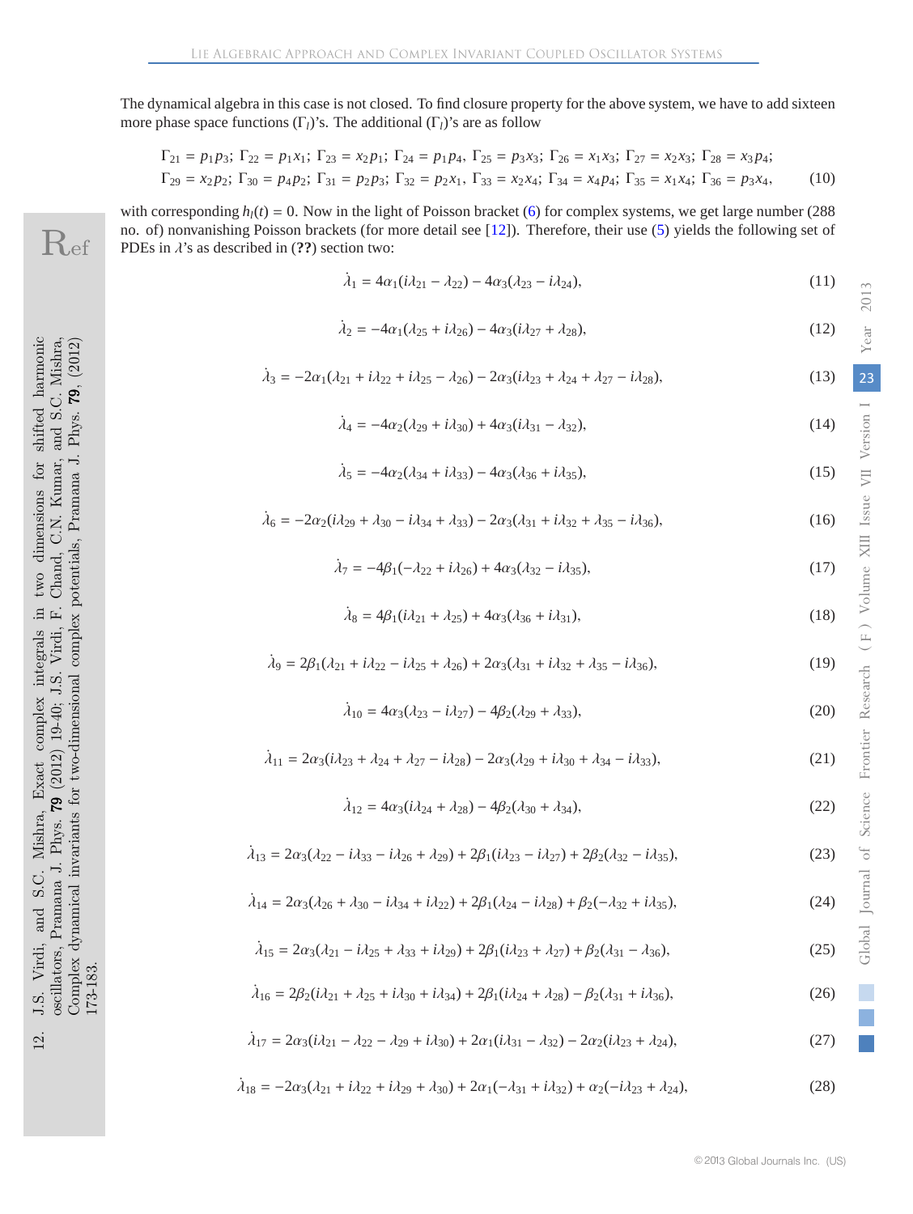The dynamical algebra in this case is not closed. To find closure property for the above system, we have to add sixteen more phase space functions $(\Gamma_l)$'s. The additional $(\Gamma_l)$'s are as follow

$$\Gamma_{21} = p_1p_3;\ \Gamma_{22} = p_1x_1;\ \Gamma_{23} = x_2p_1;\ \Gamma_{24} = p_1p_4,\ \Gamma_{25} = p_3x_3;\ \Gamma_{26} = x_1x_3;\ \Gamma_{27} = x_2x_3;\ \Gamma_{28} = x_3p_4;$$
$$\Gamma_{29} = x_2p_2;\ \Gamma_{30} = p_4p_2;\ \Gamma_{31} = p_2p_3;\ \Gamma_{32} = p_2x_1,\ \Gamma_{33} = x_2x_4;\ \Gamma_{34} = x_4p_4;\ \Gamma_{35} = x_1x_4;\ \Gamma_{36} = p_3x_4, \tag{10}$$

with corresponding $h_l(t) = 0$. Now in the light of Poisson bracket (6) for complex systems, we get large number (288 no. of) nonvanishing Poisson brackets (for more detail see [12]). Therefore, their use (5) yields the following set of PDEs in $\lambda$'s as described in (**??**) section two:

$$\dot{\lambda}_1 = 4\alpha_1(i\lambda_{21} - \lambda_{22}) - 4\alpha_3(\lambda_{23} - i\lambda_{24}), \tag{11}$$

$$\dot{\lambda}_2 = -4\alpha_1(\lambda_{25} + i\lambda_{26}) - 4\alpha_3(i\lambda_{27} + \lambda_{28}), \tag{12}$$

$$\dot{\lambda}_3 = -2\alpha_1(\lambda_{21} + i\lambda_{22} + i\lambda_{25} - \lambda_{26}) - 2\alpha_3(i\lambda_{23} + \lambda_{24} + \lambda_{27} - i\lambda_{28}), \tag{13}$$

$$\dot{\lambda}_4 = -4\alpha_2(\lambda_{29} + i\lambda_{30}) + 4\alpha_3(i\lambda_{31} - \lambda_{32}), \tag{14}$$

$$\dot{\lambda}_5 = -4\alpha_2(\lambda_{34} + i\lambda_{33}) - 4\alpha_3(\lambda_{36} + i\lambda_{35}), \tag{15}$$

$$\dot{\lambda}_6 = -2\alpha_2(i\lambda_{29} + \lambda_{30} - i\lambda_{34} + \lambda_{33}) - 2\alpha_3(\lambda_{31} + i\lambda_{32} + \lambda_{35} - i\lambda_{36}), \tag{16}$$

$$\dot{\lambda}_7 = -4\beta_1(-\lambda_{22} + i\lambda_{26}) + 4\alpha_3(\lambda_{32} - i\lambda_{35}), \tag{17}$$

$$\dot{\lambda}_8 = 4\beta_1(i\lambda_{21} + \lambda_{25}) + 4\alpha_3(\lambda_{36} + i\lambda_{31}), \tag{18}$$

$$\dot{\lambda}_9 = 2\beta_1(\lambda_{21} + i\lambda_{22} - i\lambda_{25} + \lambda_{26}) + 2\alpha_3(\lambda_{31} + i\lambda_{32} + \lambda_{35} - i\lambda_{36}), \tag{19}$$

$$\dot{\lambda}_{10} = 4\alpha_3(\lambda_{23} - i\lambda_{27}) - 4\beta_2(\lambda_{29} + \lambda_{33}), \tag{20}$$

$$\dot{\lambda}_{11} = 2\alpha_3(i\lambda_{23} + \lambda_{24} + \lambda_{27} - i\lambda_{28}) - 2\alpha_3(\lambda_{29} + i\lambda_{30} + \lambda_{34} - i\lambda_{33}), \tag{21}$$

$$\dot{\lambda}_{12} = 4\alpha_3(i\lambda_{24} + \lambda_{28}) - 4\beta_2(\lambda_{30} + \lambda_{34}), \tag{22}$$

$$\dot{\lambda}_{13} = 2\alpha_3(\lambda_{22} - i\lambda_{33} - i\lambda_{26} + \lambda_{29}) + 2\beta_1(i\lambda_{23} - i\lambda_{27}) + 2\beta_2(\lambda_{32} - i\lambda_{35}), \tag{23}$$

$$\dot{\lambda}_{14} = 2\alpha_3(\lambda_{26} + \lambda_{30} - i\lambda_{34} + i\lambda_{22}) + 2\beta_1(\lambda_{24} - i\lambda_{28}) + \beta_2(-\lambda_{32} + i\lambda_{35}), \tag{24}$$

$$\dot{\lambda}_{15} = 2\alpha_3(\lambda_{21} - i\lambda_{25} + \lambda_{33} + i\lambda_{29}) + 2\beta_1(i\lambda_{23} + \lambda_{27}) + \beta_2(\lambda_{31} - \lambda_{36}), \tag{25}$$

$$\dot{\lambda}_{16} = 2\beta_2(i\lambda_{21} + \lambda_{25} + i\lambda_{30} + i\lambda_{34}) + 2\beta_1(i\lambda_{24} + \lambda_{28}) - \beta_2(\lambda_{31} + i\lambda_{36}), \tag{26}$$

$$\dot{\lambda}_{17} = 2\alpha_3(i\lambda_{21} - \lambda_{22} - \lambda_{29} + i\lambda_{30}) + 2\alpha_1(i\lambda_{31} - \lambda_{32}) - 2\alpha_2(i\lambda_{23} + \lambda_{24}), \tag{27}$$

$$\dot{\lambda}_{18} = -2\alpha_3(\lambda_{21} + i\lambda_{22} + i\lambda_{29} + \lambda_{30}) + 2\alpha_1(-\lambda_{31} + i\lambda_{32}) + \alpha_2(-i\lambda_{23} + \lambda_{24}), \tag{28}$$

12. J.S. Virdi, and S.C. Mishra, Exact complex integrals in two dimensions for shifted harmonic oscillators, Pramana J. Phys. **79** (2012) 19-40; J.S. Virdi, F. Chand, C.N. Kumar, and S.C. Mishra, Complex dynamical invariants for two-dimensional complex potentials, Pramana J. Phys. **79**, (2012) 173-183.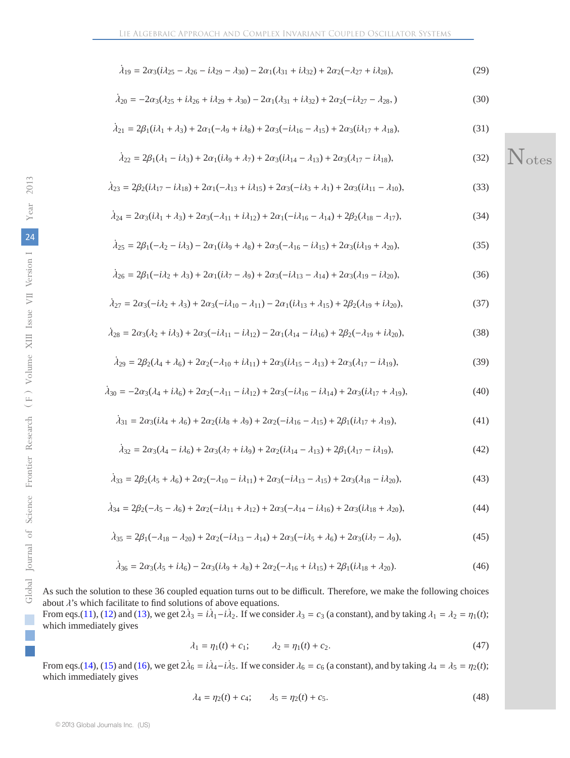$$\dot{\lambda}_{19} = 2\alpha_3(i\lambda_{25} - \lambda_{26} - i\lambda_{29} - \lambda_{30}) - 2\alpha_1(\lambda_{31} + i\lambda_{32}) + 2\alpha_2(-\lambda_{27} + i\lambda_{28}), \tag{29}$$

$$\dot{\lambda}_{20} = -2\alpha_3(\lambda_{25} + i\lambda_{26} + i\lambda_{29} + \lambda_{30}) - 2\alpha_1(\lambda_{31} + i\lambda_{32}) + 2\alpha_2(-i\lambda_{27} - \lambda_{28},) \tag{30}$$

$$\dot{\lambda}_{21} = 2\beta_1(i\lambda_1 + \lambda_3) + 2\alpha_1(-\lambda_9 + i\lambda_8) + 2\alpha_3(-i\lambda_{16} - \lambda_{15}) + 2\alpha_3(i\lambda_{17} + \lambda_{18}), \tag{31}$$

$$\dot{\lambda}_{22} = 2\beta_1(\lambda_1 - i\lambda_3) + 2\alpha_1(i\lambda_9 + \lambda_7) + 2\alpha_3(i\lambda_{14} - \lambda_{13}) + 2\alpha_3(\lambda_{17} - i\lambda_{18}), \tag{32}$$

$$\dot{\lambda}_{23} = 2\beta_2(i\lambda_{17} - i\lambda_{18}) + 2\alpha_1(-\lambda_{13} + i\lambda_{15}) + 2\alpha_3(-i\lambda_3 + \lambda_1) + 2\alpha_3(i\lambda_{11} - \lambda_{10}), \tag{33}$$

$$\dot{\lambda}_{24} = 2\alpha_3(i\lambda_1 + \lambda_3) + 2\alpha_3(-\lambda_{11} + i\lambda_{12}) + 2\alpha_1(-i\lambda_{16} - \lambda_{14}) + 2\beta_2(\lambda_{18} - \lambda_{17}), \tag{34}$$

$$\dot{\lambda}_{25} = 2\beta_1(-\lambda_2 - i\lambda_3) - 2\alpha_1(i\lambda_9 + \lambda_8) + 2\alpha_3(-\lambda_{16} - i\lambda_{15}) + 2\alpha_3(i\lambda_{19} + \lambda_{20}), \tag{35}$$

$$\dot{\lambda}_{26} = 2\beta_1(-i\lambda_2 + \lambda_3) + 2\alpha_1(i\lambda_7 - \lambda_9) + 2\alpha_3(-i\lambda_{13} - \lambda_{14}) + 2\alpha_3(\lambda_{19} - i\lambda_{20}), \tag{36}$$

$$\dot{\lambda}_{27} = 2\alpha_3(-i\lambda_2 + \lambda_3) + 2\alpha_3(-i\lambda_{10} - \lambda_{11}) - 2\alpha_1(i\lambda_{13} + \lambda_{15}) + 2\beta_2(\lambda_{19} + i\lambda_{20}), \tag{37}$$

$$\dot{\lambda}_{28} = 2\alpha_3(\lambda_2 + i\lambda_3) + 2\alpha_3(-i\lambda_{11} - i\lambda_{12}) - 2\alpha_1(\lambda_{14} - i\lambda_{16}) + 2\beta_2(-\lambda_{19} + i\lambda_{20}), \tag{38}$$

$$\dot{\lambda}_{29} = 2\beta_2(\lambda_4 + \lambda_6) + 2\alpha_2(-\lambda_{10} + i\lambda_{11}) + 2\alpha_3(i\lambda_{15} - \lambda_{13}) + 2\alpha_3(\lambda_{17} - i\lambda_{19}), \tag{39}$$

$$\dot{\lambda}_{30} = -2\alpha_3(\lambda_4 + i\lambda_6) + 2\alpha_2(-\lambda_{11} - i\lambda_{12}) + 2\alpha_3(-i\lambda_{16} - i\lambda_{14}) + 2\alpha_3(i\lambda_{17} + \lambda_{19}), \tag{40}$$

$$\dot{\lambda}_{31} = 2\alpha_3(i\lambda_4 + \lambda_6) + 2\alpha_2(i\lambda_8 + \lambda_9) + 2\alpha_2(-i\lambda_{16} - \lambda_{15}) + 2\beta_1(i\lambda_{17} + \lambda_{19}), \tag{41}$$

$$\dot{\lambda}_{32} = 2\alpha_3(\lambda_4 - i\lambda_6) + 2\alpha_3(\lambda_7 + i\lambda_9) + 2\alpha_2(i\lambda_{14} - \lambda_{13}) + 2\beta_1(\lambda_{17} - i\lambda_{19}), \tag{42}$$

$$\dot{\lambda}_{33} = 2\beta_2(\lambda_5 + \lambda_6) + 2\alpha_2(-\lambda_{10} - i\lambda_{11}) + 2\alpha_3(-i\lambda_{13} - \lambda_{15}) + 2\alpha_3(\lambda_{18} - i\lambda_{20}), \tag{43}$$

$$\dot{\lambda}_{34} = 2\beta_2(-\lambda_5 - \lambda_6) + 2\alpha_2(-i\lambda_{11} + \lambda_{12}) + 2\alpha_3(-\lambda_{14} - i\lambda_{16}) + 2\alpha_3(i\lambda_{18} + \lambda_{20}), \tag{44}$$

$$\dot{\lambda}_{35} = 2\beta_1(-\lambda_{18} - \lambda_{20}) + 2\alpha_2(-i\lambda_{13} - \lambda_{14}) + 2\alpha_3(-i\lambda_5 + \lambda_6) + 2\alpha_3(i\lambda_7 - \lambda_9), \tag{45}$$

$$\dot{\lambda}_{36} = 2\alpha_3(\lambda_5 + i\lambda_6) - 2\alpha_3(i\lambda_9 + \lambda_8) + 2\alpha_2(-\lambda_{16} + i\lambda_{15}) + 2\beta_1(i\lambda_{18} + \lambda_{20}). \tag{46}$$

As such the solution to these 36 coupled equation turns out to be difficult. Therefore, we make the following choices about $\lambda$'s which facilitate to find solutions of above equations.
From eqs.(11), (12) and (13), we get $2\dot{\lambda}_3 = i\dot{\lambda}_1 - i\dot{\lambda}_2$. If we consider $\lambda_3 = c_3$ (a constant), and by taking $\lambda_1 = \lambda_2 = \eta_1(t)$; which immediately gives

$$\lambda_1 = \eta_1(t) + c_1; \qquad \lambda_2 = \eta_1(t) + c_2. \tag{47}$$

From eqs.(14), (15) and (16), we get $2\dot{\lambda}_6 = i\dot{\lambda}_4 - i\dot{\lambda}_5$. If we consider $\lambda_6 = c_6$ (a constant), and by taking $\lambda_4 = \lambda_5 = \eta_2(t)$; which immediately gives

$$\lambda_4 = \eta_2(t) + c_4; \qquad \lambda_5 = \eta_2(t) + c_5. \tag{48}$$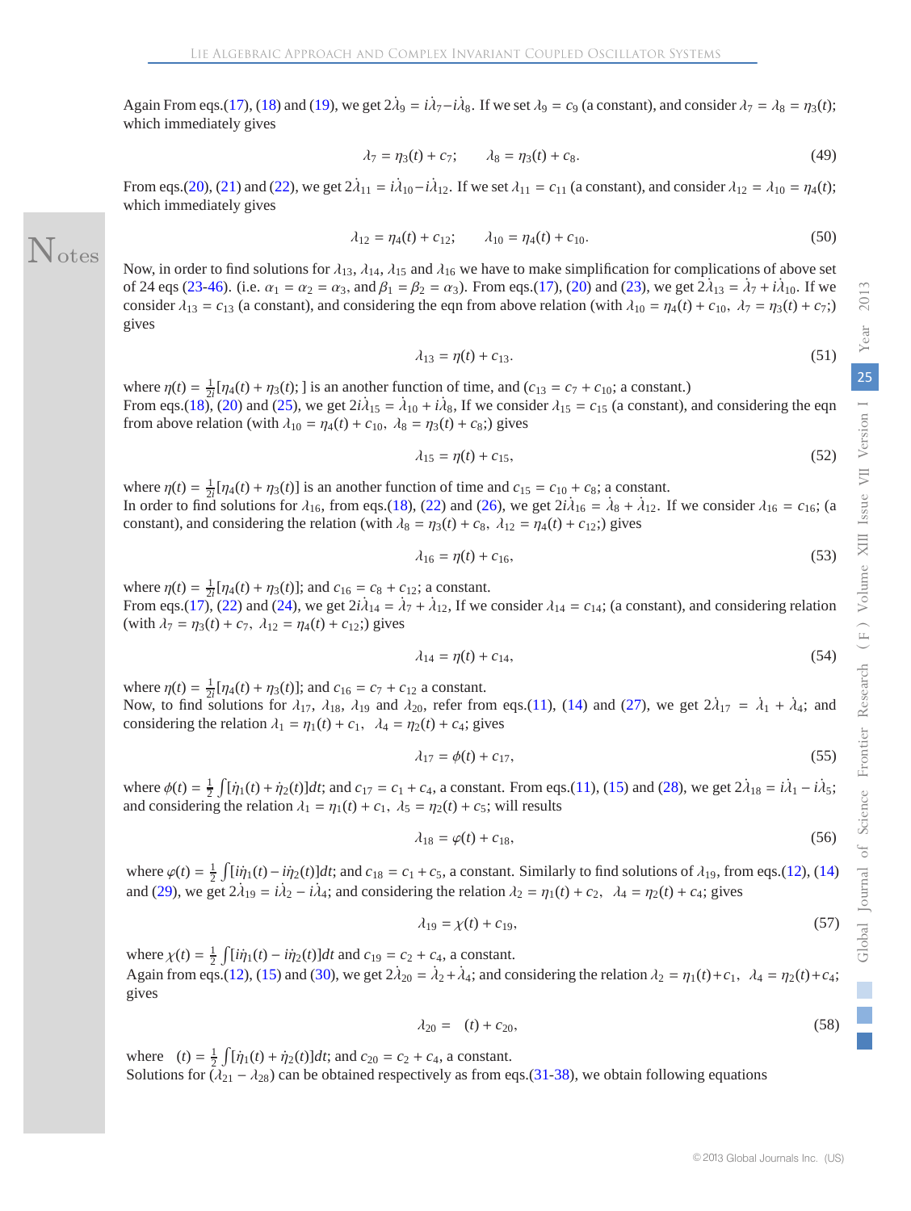Again From eqs.(17), (18) and (19), we get $2\dot{\lambda}_9 = i\dot{\lambda}_7 - i\dot{\lambda}_8$. If we set $\lambda_9 = c_9$ (a constant), and consider $\lambda_7 = \lambda_8 = \eta_3(t)$; which immediately gives

$$\lambda_7 = \eta_3(t) + c_7; \qquad \lambda_8 = \eta_3(t) + c_8. \tag{49}$$

From eqs.(20), (21) and (22), we get $2\dot{\lambda}_{11} = i\dot{\lambda}_{10} - i\dot{\lambda}_{12}$. If we set $\lambda_{11} = c_{11}$ (a constant), and consider $\lambda_{12} = \lambda_{10} = \eta_4(t)$; which immediately gives

$$\lambda_{12} = \eta_4(t) + c_{12}; \qquad \lambda_{10} = \eta_4(t) + c_{10}. \tag{50}$$

Now, in order to find solutions for $\lambda_{13}$, $\lambda_{14}$, $\lambda_{15}$ and $\lambda_{16}$ we have to make simplification for complications of above set of 24 eqs (23-46). (i.e. $\alpha_1 = \alpha_2 = \alpha_3$, and $\beta_1 = \beta_2 = \alpha_3$). From eqs.(17), (20) and (23), we get $2\dot{\lambda}_{13} = \dot{\lambda}_7 + i\dot{\lambda}_{10}$. If we consider $\lambda_{13} = c_{13}$ (a constant), and considering the eqn from above relation (with $\lambda_{10} = \eta_4(t) + c_{10},\ \lambda_7 = \eta_3(t) + c_7$;) gives

$$\lambda_{13} = \eta(t) + c_{13}. \tag{51}$$

where $\eta(t) = \frac{1}{2i}[\eta_4(t) + \eta_3(t);]$ is an another function of time, and ($c_{13} = c_7 + c_{10}$; a constant.)
From eqs.(18), (20) and (25), we get $2i\dot{\lambda}_{15} = \dot{\lambda}_{10} + i\dot{\lambda}_8$, If we consider $\lambda_{15} = c_{15}$ (a constant), and considering the eqn from above relation (with $\lambda_{10} = \eta_4(t) + c_{10},\ \lambda_8 = \eta_3(t) + c_8$;) gives

$$\lambda_{15} = \eta(t) + c_{15}, \tag{52}$$

where $\eta(t) = \frac{1}{2i}[\eta_4(t) + \eta_3(t)]$ is an another function of time and $c_{15} = c_{10} + c_8$; a constant.
In order to find solutions for $\lambda_{16}$, from eqs.(18), (22) and (26), we get $2i\dot{\lambda}_{16} = \dot{\lambda}_8 + \dot{\lambda}_{12}$. If we consider $\lambda_{16} = c_{16}$; (a constant), and considering the relation (with $\lambda_8 = \eta_3(t) + c_8,\ \lambda_{12} = \eta_4(t) + c_{12}$;) gives

$$\lambda_{16} = \eta(t) + c_{16}, \tag{53}$$

where $\eta(t) = \frac{1}{2i}[\eta_4(t) + \eta_3(t)]$; and $c_{16} = c_8 + c_{12}$; a constant.
From eqs.(17), (22) and (24), we get $2i\dot{\lambda}_{14} = \dot{\lambda}_7 + \dot{\lambda}_{12}$, If we consider $\lambda_{14} = c_{14}$; (a constant), and considering relation (with $\lambda_7 = \eta_3(t) + c_7,\ \lambda_{12} = \eta_4(t) + c_{12}$;) gives

$$\lambda_{14} = \eta(t) + c_{14}, \tag{54}$$

where $\eta(t) = \frac{1}{2i}[\eta_4(t) + \eta_3(t)]$; and $c_{16} = c_7 + c_{12}$ a constant.
Now, to find solutions for $\lambda_{17}$, $\lambda_{18}$, $\lambda_{19}$ and $\lambda_{20}$, refer from eqs.(11), (14) and (27), we get $2\dot{\lambda}_{17} = \dot{\lambda}_1 + \dot{\lambda}_4$; and considering the relation $\lambda_1 = \eta_1(t) + c_1,\ \ \lambda_4 = \eta_2(t) + c_4$; gives

$$\lambda_{17} = \phi(t) + c_{17}, \tag{55}$$

where $\phi(t) = \frac{1}{2}\int[\dot{\eta}_1(t) + \dot{\eta}_2(t)]dt$; and $c_{17} = c_1 + c_4$, a constant. From eqs.(11), (15) and (28), we get $2\dot{\lambda}_{18} = i\dot{\lambda}_1 - i\dot{\lambda}_5$; and considering the relation $\lambda_1 = \eta_1(t) + c_1,\ \ \lambda_5 = \eta_2(t) + c_5$; will results

$$\lambda_{18} = \varphi(t) + c_{18}, \tag{56}$$

where $\varphi(t) = \frac{1}{2}\int[i\dot{\eta}_1(t) - i\dot{\eta}_2(t)]dt$; and $c_{18} = c_1 + c_5$, a constant. Similarly to find solutions of $\lambda_{19}$, from eqs.(12), (14) and (29), we get $2\dot{\lambda}_{19} = i\dot{\lambda}_2 - i\dot{\lambda}_4$; and considering the relation $\lambda_2 = \eta_1(t) + c_2,\ \ \lambda_4 = \eta_2(t) + c_4$; gives

$$\lambda_{19} = \chi(t) + c_{19}, \tag{57}$$

where $\chi(t) = \frac{1}{2}\int[i\dot{\eta}_1(t) - i\dot{\eta}_2(t)]dt$ and $c_{19} = c_2 + c_4$, a constant.
Again from eqs.(12), (15) and (30), we get $2\dot{\lambda}_{20} = \dot{\lambda}_2 + \dot{\lambda}_4$; and considering the relation $\lambda_2 = \eta_1(t) + c_1,\ \ \lambda_4 = \eta_2(t) + c_4$; gives

$$\lambda_{20} = \ \ (t) + c_{20}, \tag{58}$$

where $\ \ (t) = \frac{1}{2}\int[\dot{\eta}_1(t) + \dot{\eta}_2(t)]dt$; and $c_{20} = c_2 + c_4$, a constant.
Solutions for ($\lambda_{21} - \lambda_{28}$) can be obtained respectively as from eqs.(31-38), we obtain following equations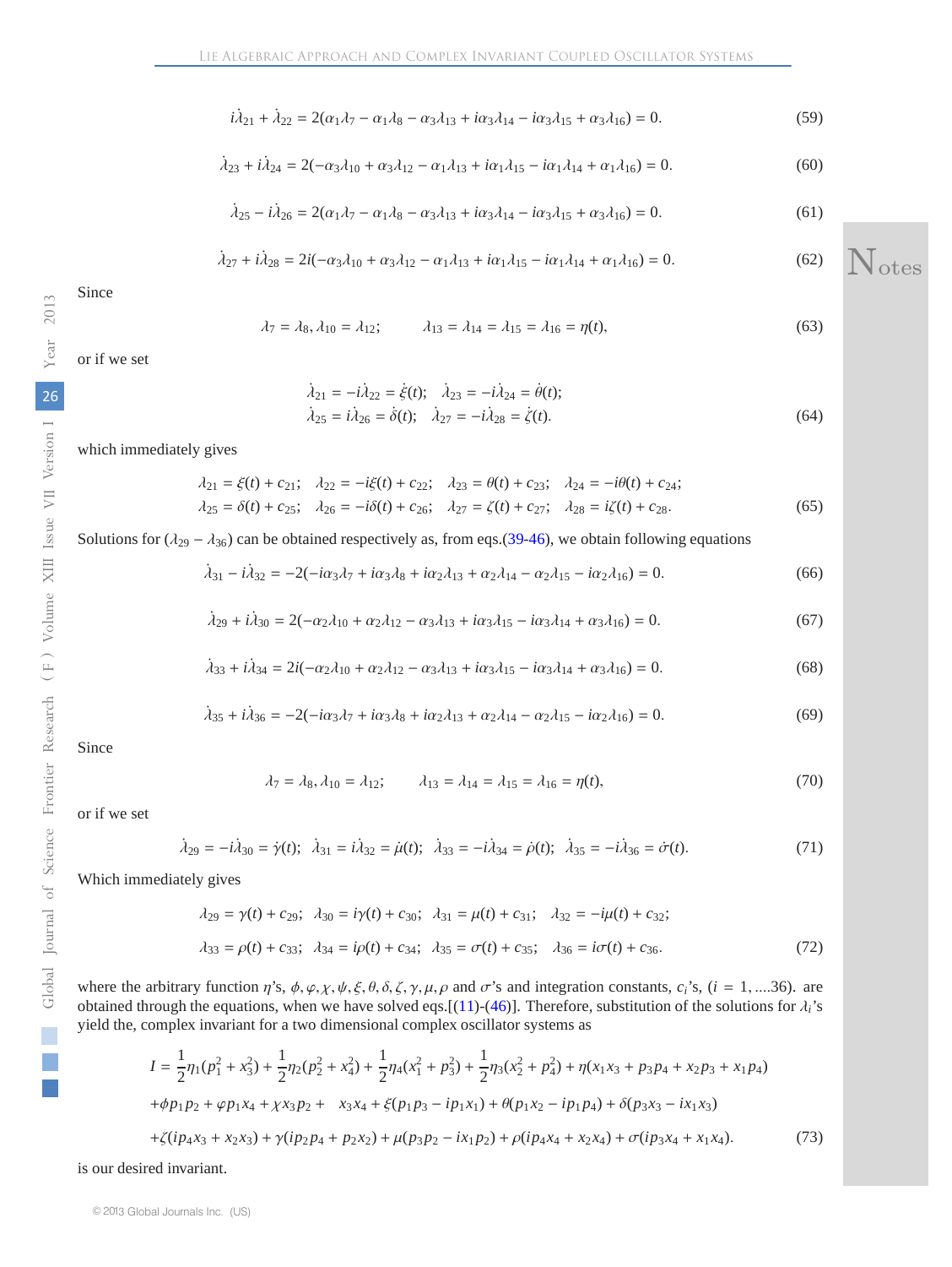$$i\dot{\lambda}_{21} + \dot{\lambda}_{22} = 2(\alpha_1\lambda_7 - \alpha_1\lambda_8 - \alpha_3\lambda_{13} + i\alpha_3\lambda_{14} - i\alpha_3\lambda_{15} + \alpha_3\lambda_{16}) = 0. \tag{59}$$

$$\dot{\lambda}_{23} + i\dot{\lambda}_{24} = 2(-\alpha_3\lambda_{10} + \alpha_3\lambda_{12} - \alpha_1\lambda_{13} + i\alpha_1\lambda_{15} - i\alpha_1\lambda_{14} + \alpha_1\lambda_{16}) = 0. \tag{60}$$

$$\dot{\lambda}_{25} - i\dot{\lambda}_{26} = 2(\alpha_1\lambda_7 - \alpha_1\lambda_8 - \alpha_3\lambda_{13} + i\alpha_3\lambda_{14} - i\alpha_3\lambda_{15} + \alpha_3\lambda_{16}) = 0. \tag{61}$$

$$\dot{\lambda}_{27} + i\dot{\lambda}_{28} = 2i(-\alpha_3\lambda_{10} + \alpha_3\lambda_{12} - \alpha_1\lambda_{13} + i\alpha_1\lambda_{15} - i\alpha_1\lambda_{14} + \alpha_1\lambda_{16}) = 0. \tag{62}$$

Since

$$\lambda_7 = \lambda_8, \lambda_{10} = \lambda_{12}; \qquad \lambda_{13} = \lambda_{14} = \lambda_{15} = \lambda_{16} = \eta(t), \tag{63}$$

or if we set

$$\begin{aligned}\dot{\lambda}_{21} = -i\dot{\lambda}_{22} = \dot{\xi}(t); \quad \dot{\lambda}_{23} = -i\dot{\lambda}_{24} = \dot{\theta}(t);\\ \dot{\lambda}_{25} = i\dot{\lambda}_{26} = \dot{\delta}(t); \quad \dot{\lambda}_{27} = -i\dot{\lambda}_{28} = \dot{\zeta}(t).\end{aligned} \tag{64}$$

which immediately gives

$$\begin{aligned}\lambda_{21} = \xi(t) + c_{21}; \quad \lambda_{22} = -i\xi(t) + c_{22}; \quad \lambda_{23} = \theta(t) + c_{23}; \quad \lambda_{24} = -i\theta(t) + c_{24};\\ \lambda_{25} = \delta(t) + c_{25}; \quad \lambda_{26} = -i\delta(t) + c_{26}; \quad \lambda_{27} = \zeta(t) + c_{27}; \quad \lambda_{28} = i\zeta(t) + c_{28}.\end{aligned} \tag{65}$$

Solutions for $(\lambda_{29} - \lambda_{36})$ can be obtained respectively as, from eqs.(39-46), we obtain following equations

$$\dot{\lambda}_{31} - i\dot{\lambda}_{32} = -2(-i\alpha_3\lambda_7 + i\alpha_3\lambda_8 + i\alpha_2\lambda_{13} + \alpha_2\lambda_{14} - \alpha_2\lambda_{15} - i\alpha_2\lambda_{16}) = 0. \tag{66}$$

$$\dot{\lambda}_{29} + i\dot{\lambda}_{30} = 2(-\alpha_2\lambda_{10} + \alpha_2\lambda_{12} - \alpha_3\lambda_{13} + i\alpha_3\lambda_{15} - i\alpha_3\lambda_{14} + \alpha_3\lambda_{16}) = 0. \tag{67}$$

$$\dot{\lambda}_{33} + i\dot{\lambda}_{34} = 2i(-\alpha_2\lambda_{10} + \alpha_2\lambda_{12} - \alpha_3\lambda_{13} + i\alpha_3\lambda_{15} - i\alpha_3\lambda_{14} + \alpha_3\lambda_{16}) = 0. \tag{68}$$

$$\dot{\lambda}_{35} + i\dot{\lambda}_{36} = -2(-i\alpha_3\lambda_7 + i\alpha_3\lambda_8 + i\alpha_2\lambda_{13} + \alpha_2\lambda_{14} - \alpha_2\lambda_{15} - i\alpha_2\lambda_{16}) = 0. \tag{69}$$

Since

$$\lambda_7 = \lambda_8, \lambda_{10} = \lambda_{12}; \qquad \lambda_{13} = \lambda_{14} = \lambda_{15} = \lambda_{16} = \eta(t), \tag{70}$$

or if we set

$$\dot{\lambda}_{29} = -i\dot{\lambda}_{30} = \dot{\gamma}(t); \quad \dot{\lambda}_{31} = i\dot{\lambda}_{32} = \dot{\mu}(t); \quad \dot{\lambda}_{33} = -i\dot{\lambda}_{34} = \dot{\rho}(t); \quad \dot{\lambda}_{35} = -i\dot{\lambda}_{36} = \dot{\sigma}(t). \tag{71}$$

Which immediately gives

$$\begin{aligned}\lambda_{29} = \gamma(t) + c_{29}; \quad \lambda_{30} = i\gamma(t) + c_{30}; \quad \lambda_{31} = \mu(t) + c_{31}; \quad \lambda_{32} = -i\mu(t) + c_{32};\\ \lambda_{33} = \rho(t) + c_{33}; \quad \lambda_{34} = i\rho(t) + c_{34}; \quad \lambda_{35} = \sigma(t) + c_{35}; \quad \lambda_{36} = i\sigma(t) + c_{36}.\end{aligned} \tag{72}$$

where the arbitrary function $\eta$'s, $\phi, \varphi, \chi, \psi, \xi, \theta, \delta, \zeta, \gamma, \mu, \rho$ and $\sigma$'s and integration constants, $c_i$'s, $(i = 1, ....36)$. are obtained through the equations, when we have solved eqs.[(11)-(46)]. Therefore, substitution of the solutions for $\lambda_i$'s yield the, complex invariant for a two dimensional complex oscillator systems as

$$\begin{aligned}I = &\frac{1}{2}\eta_1(p_1^2 + x_3^2) + \frac{1}{2}\eta_2(p_2^2 + x_4^2) + \frac{1}{2}\eta_4(x_1^2 + p_3^2) + \frac{1}{2}\eta_3(x_2^2 + p_4^2) + \eta(x_1x_3 + p_3p_4 + x_2p_3 + x_1p_4)\\ &+\phi p_1p_2 + \varphi p_1x_4 + \chi x_3p_2 + \quad x_3x_4 + \xi(p_1p_3 - ip_1x_1) + \theta(p_1x_2 - ip_1p_4) + \delta(p_3x_3 - ix_1x_3)\\ &+\zeta(ip_4x_3 + x_2x_3) + \gamma(ip_2p_4 + p_2x_2) + \mu(p_3p_2 - ix_1p_2) + \rho(ip_4x_4 + x_2x_4) + \sigma(ip_3x_4 + x_1x_4).\end{aligned} \tag{73}$$

is our desired invariant.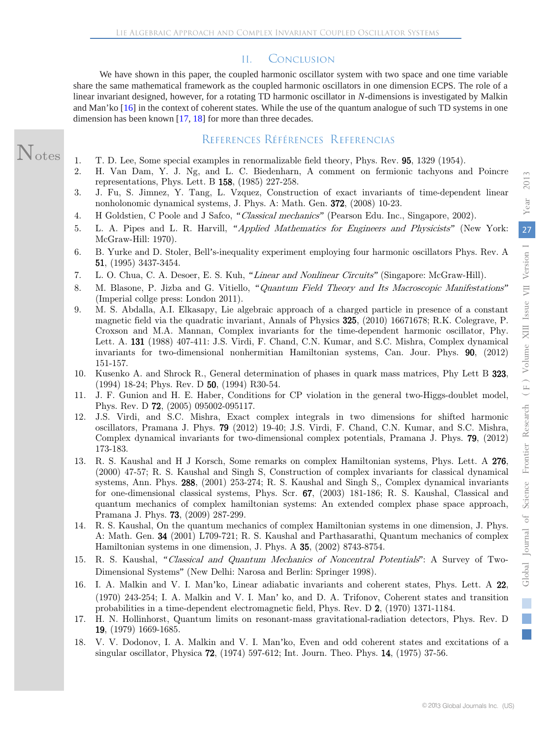## II. Conclusion

We have shown in this paper, the coupled harmonic oscillator system with two space and one time variable share the same mathematical framework as the coupled harmonic oscillators in one dimension ECPS. The role of a linear invariant designed, however, for a rotating TD harmonic oscillator in $N$-dimensions is investigated by Malkin and Man'ko [16] in the context of coherent states. While the use of the quantum analogue of such TD systems in one dimension has been known [17, 18] for more than three decades.

## References Références Referencias

1. T. D. Lee, Some special examples in renormalizable field theory, Phys. Rev. **95**, 1329 (1954).
2. H. Van Dam, Y. J. Ng, and L. C. Biedenharn, A comment on fermionic tachyons and Poincre representations, Phys. Lett. B **158**, (1985) 227-258.
3. J. Fu, S. Jimnez, Y. Tang, L. Vzquez, Construction of exact invariants of time-dependent linear nonholonomic dynamical systems, J. Phys. A: Math. Gen. **372**, (2008) 10-23.
4. H Goldstien, C Poole and J Safco, "*Classical mechanics*" (Pearson Edu. Inc., Singapore, 2002).
5. L. A. Pipes and L. R. Harvill, "*Applied Mathematics for Engineers and Physicists*" (New York: McGraw-Hill: 1970).
6. B. Yurke and D. Stoler, Bell's-inequality experiment employing four harmonic oscillators Phys. Rev. A **51**, (1995) 3437-3454.
7. L. O. Chua, C. A. Desoer, E. S. Kuh, "*Linear and Nonlinear Circuits*" (Singapore: McGraw-Hill).
8. M. Blasone, P. Jizba and G. Vitiello, "*Quantum Field Theory and Its Macroscopic Manifestations*" (Imperial collge press: London 2011).
9. M. S. Abdalla, A.I. Elkasapy, Lie algebraic approach of a charged particle in presence of a constant magnetic field via the quadratic invariant, Annals of Physics **325**, (2010) 16671678; R.K. Colegrave, P. Croxson and M.A. Mannan, Complex invariants for the time-dependent harmonic oscillator, Phy. Lett. A. **131** (1988) 407-411: J.S. Virdi, F. Chand, C.N. Kumar, and S.C. Mishra, Complex dynamical invariants for two-dimensional nonhermitian Hamiltonian systems, Can. Jour. Phys. **90**, (2012) 151-157.
10. Kusenko A. and Shrock R., General determination of phases in quark mass matrices, Phy Lett B **323**, (1994) 18-24; Phys. Rev. D **50**, (1994) R30-54.
11. J. F. Gunion and H. E. Haber, Conditions for CP violation in the general two-Higgs-doublet model, Phys. Rev. D **72**, (2005) 095002-095117.
12. J.S. Virdi, and S.C. Mishra, Exact complex integrals in two dimensions for shifted harmonic oscillators, Pramana J. Phys. **79** (2012) 19-40; J.S. Virdi, F. Chand, C.N. Kumar, and S.C. Mishra, Complex dynamical invariants for two-dimensional complex potentials, Pramana J. Phys. **79**, (2012) 173-183.
13. R. S. Kaushal and H J Korsch, Some remarks on complex Hamiltonian systems, Phys. Lett. A **276**, (2000) 47-57; R. S. Kaushal and Singh S, Construction of complex invariants for classical dynamical systems, Ann. Phys. **288**, (2001) 253-274; R. S. Kaushal and Singh S,, Complex dynamical invariants for one-dimensional classical systems, Phys. Scr. **67**, (2003) 181-186; R. S. Kaushal, Classical and quantum mechanics of complex hamiltonian systems: An extended complex phase space approach, Pramana J. Phys. **73**, (2009) 287-299.
14. R. S. Kaushal, On the quantum mechanics of complex Hamiltonian systems in one dimension, J. Phys. A: Math. Gen. **34** (2001) L709-721; R. S. Kaushal and Parthasarathi, Quantum mechanics of complex Hamiltonian systems in one dimension, J. Phys. A **35**, (2002) 8743-8754.
15. R. S. Kaushal, "*Classical and Quantum Mechanics of Noncentral Potentials*": A Survey of Two-Dimensional Systems" (New Delhi: Narosa and Berlin: Springer 1998).
16. I. A. Malkin and V. I. Man'ko, Linear adiabatic invariants and coherent states, Phys. Lett. A **22**, (1970) 243-254; I. A. Malkin and V. I. Man' ko, and D. A. Trifonov, Coherent states and transition probabilities in a time-dependent electromagnetic field, Phys. Rev. D **2**, (1970) 1371-1184.
17. H. N. Hollinhorst, Quantum limits on resonant-mass gravitational-radiation detectors, Phys. Rev. D **19**, (1979) 1669-1685.
18. V. V. Dodonov, I. A. Malkin and V. I. Man'ko, Even and odd coherent states and excitations of a singular oscillator, Physica **72**, (1974) 597-612; Int. Journ. Theo. Phys. **14**, (1975) 37-56.